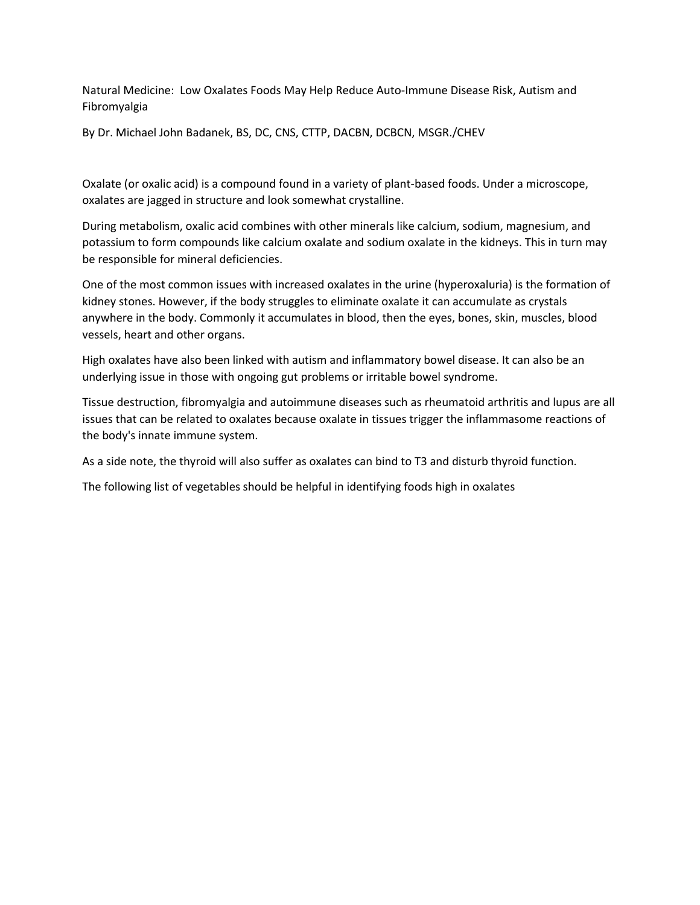# Natural Medicine: Low Oxalates Foods May Help Reduce Auto-Immune Disease Risk, Autism and Fibromyalgia

By Dr. Michael John Badanek, BS, DC, CNS, CTTP, DACBN, DCBCN, MSGR./CHEV

Oxalate (or oxalic acid) is a compound found in a variety of plant-based foods. Under a microscope, oxalates are jagged in structure and look somewhat crystalline.

During metabolism, oxalic acid combines with other minerals like calcium, sodium, magnesium, and potassium to form compounds like calcium oxalate and sodium oxalate in the kidneys. This in turn may be responsible for mineral deficiencies.

One of the most common issues with increased oxalates in the urine (hyperoxaluria) is the formation of kidney stones. However, if the body struggles to eliminate oxalate it can accumulate as crystals anywhere in the body. Commonly it accumulates in blood, then the eyes, bones, skin, muscles, blood vessels, heart and other organs.

High oxalates have also been linked with autism and inflammatory bowel disease. It can also be an underlying issue in those with ongoing gut problems or irritable bowel syndrome.

Tissue destruction, fibromyalgia and autoimmune diseases such as rheumatoid arthritis and lupus are all issues that can be related to oxalates because oxalate in tissues trigger the inflammasome reactions of the body's innate immune system.

As a side note, the thyroid will also suffer as oxalates can bind to T3 and disturb thyroid function.

The following list of vegetables should be helpful in identifying foods high in oxalates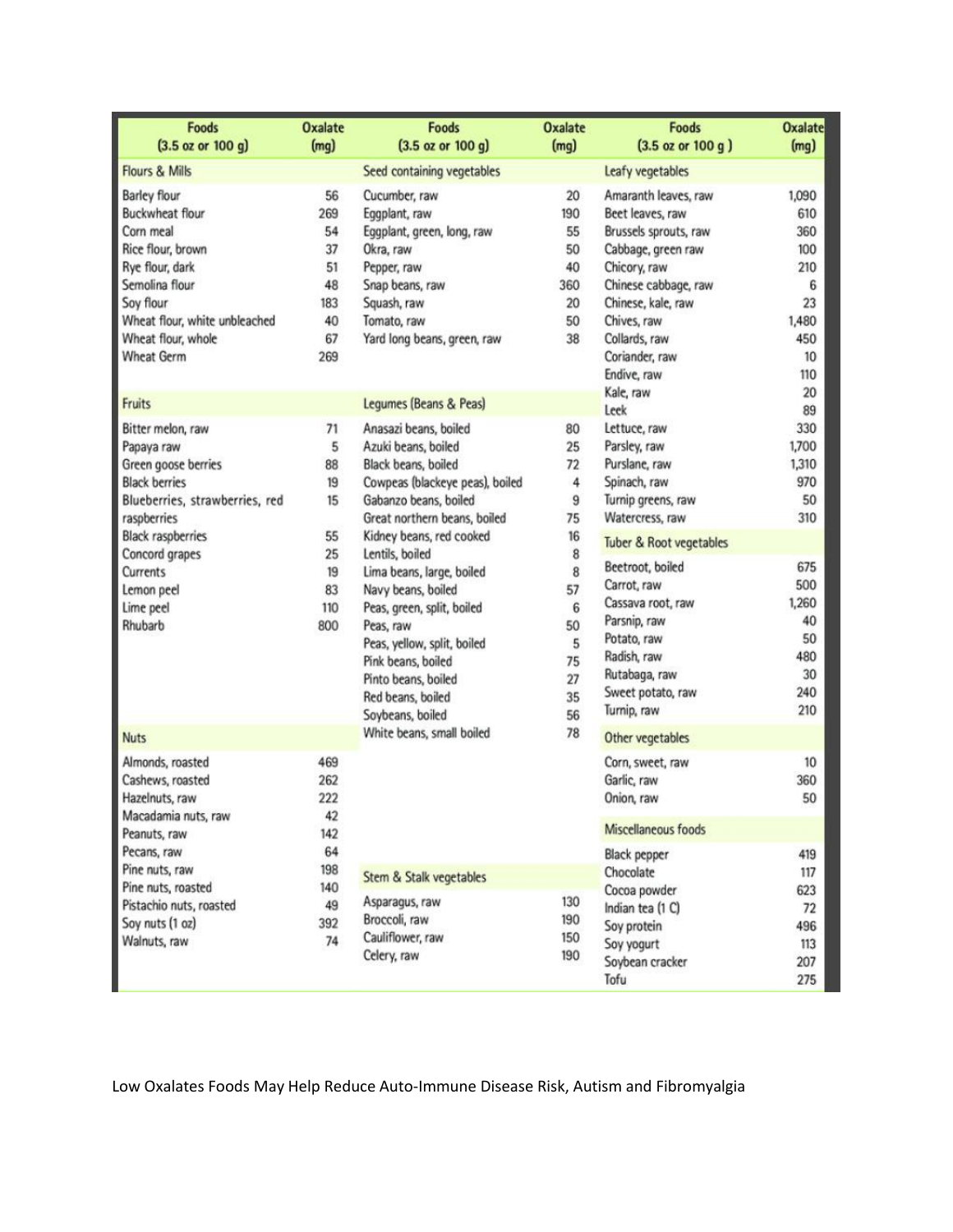| Foods (3.5 oz or 100 g) | Oxalate (mg) | Foods (3.5 oz or 100 g) | Oxalate (mg) | Foods (3.5 oz or 100 g ) | Oxalate (mg) |
|---|---|---|---|---|---|
| **Flours & Mills** | | **Seed containing vegetables** | | **Leafy vegetables** | |
| Barley flour | 56 | Cucumber, raw | 20 | Amaranth leaves, raw | 1,090 |
| Buckwheat flour | 269 | Eggplant, raw | 190 | Beet leaves, raw | 610 |
| Corn meal | 54 | Eggplant, green, long, raw | 55 | Brussels sprouts, raw | 360 |
| Rice flour, brown | 37 | Okra, raw | 50 | Cabbage, green raw | 100 |
| Rye flour, dark | 51 | Pepper, raw | 40 | Chicory, raw | 210 |
| Semolina flour | 48 | Snap beans, raw | 360 | Chinese cabbage, raw | 6 |
| Soy flour | 183 | Squash, raw | 20 | Chinese, kale, raw | 23 |
| Wheat flour, white unbleached | 40 | Tomato, raw | 50 | Chives, raw | 1,480 |
| Wheat flour, whole | 67 | Yard long beans, green, raw | 38 | Collards, raw | 450 |
| Wheat Germ | 269 | | | Coriander, raw | 10 |
| | | | | Endive, raw | 110 |
| **Fruits** | | **Legumes (Beans & Peas)** | | Kale, raw | 20 |
| | | | | Leek | 89 |
| Bitter melon, raw | 71 | Anasazi beans, boiled | 80 | Lettuce, raw | 330 |
| Papaya raw | 5 | Azuki beans, boiled | 25 | Parsley, raw | 1,700 |
| Green goose berries | 88 | Black beans, boiled | 72 | Purslane, raw | 1,310 |
| Black berries | 19 | Cowpeas (blackeye peas), boiled | 4 | Spinach, raw | 970 |
| Blueberries, strawberries, red raspberries | 15 | Gabanzo beans, boiled | 9 | Turnip greens, raw | 50 |
| | | Great northern beans, boiled | 75 | Watercress, raw | 310 |
| Black raspberries | 55 | Kidney beans, red cooked | 16 | **Tuber & Root vegetables** | |
| Concord grapes | 25 | Lentils, boiled | 8 | | |
| Currents | 19 | Lima beans, large, boiled | 8 | Beetroot, boiled | 675 |
| Lemon peel | 83 | Navy beans, boiled | 57 | Carrot, raw | 500 |
| Lime peel | 110 | Peas, green, split, boiled | 6 | Cassava root, raw | 1,260 |
| Rhubarb | 800 | Peas, raw | 50 | Parsnip, raw | 40 |
| | | Peas, yellow, split, boiled | 5 | Potato, raw | 50 |
| | | Pink beans, boiled | 75 | Radish, raw | 480 |
| | | Pinto beans, boiled | 27 | Rutabaga, raw | 30 |
| | | Red beans, boiled | 35 | Sweet potato, raw | 240 |
| | | Soybeans, boiled | 56 | Turnip, raw | 210 |
| **Nuts** | | White beans, small boiled | 78 | **Other vegetables** | |
| Almonds, roasted | 469 | | | Corn, sweet, raw | 10 |
| Cashews, roasted | 262 | | | Garlic, raw | 360 |
| Hazelnuts, raw | 222 | | | Onion, raw | 50 |
| Macadamia nuts, raw | 42 | | | **Miscellaneous foods** | |
| Peanuts, raw | 142 | | | | |
| Pecans, raw | 64 | | | Black pepper | 419 |
| Pine nuts, raw | 198 | **Stem & Stalk vegetables** | | Chocolate | 117 |
| Pine nuts, roasted | 140 | | | Cocoa powder | 623 |
| Pistachio nuts, roasted | 49 | Asparagus, raw | 130 | Indian tea (1 C) | 72 |
| Soy nuts (1 oz) | 392 | Broccoli, raw | 190 | Soy protein | 496 |
| Walnuts, raw | 74 | Cauliflower, raw | 150 | Soy yogurt | 113 |
| | | Celery, raw | 190 | Soybean cracker | 207 |
| | | | | Tofu | 275 |

Low Oxalates Foods May Help Reduce Auto-Immune Disease Risk, Autism and Fibromyalgia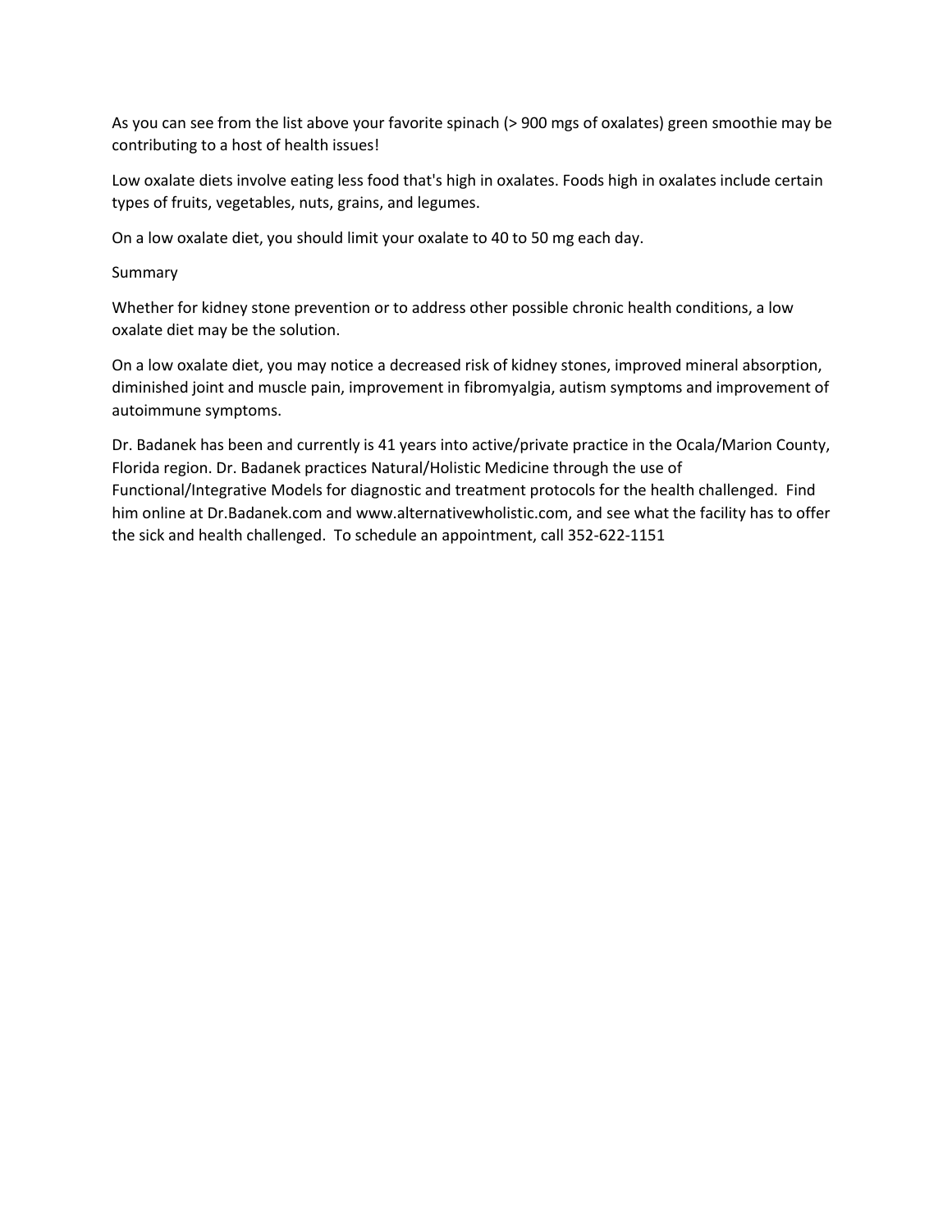As you can see from the list above your favorite spinach (> 900 mgs of oxalates) green smoothie may be contributing to a host of health issues!

Low oxalate diets involve eating less food that's high in oxalates. Foods high in oxalates include certain types of fruits, vegetables, nuts, grains, and legumes.

On a low oxalate diet, you should limit your oxalate to 40 to 50 mg each day.

Summary

Whether for kidney stone prevention or to address other possible chronic health conditions, a low oxalate diet may be the solution.

On a low oxalate diet, you may notice a decreased risk of kidney stones, improved mineral absorption, diminished joint and muscle pain, improvement in fibromyalgia, autism symptoms and improvement of autoimmune symptoms.

Dr. Badanek has been and currently is 41 years into active/private practice in the Ocala/Marion County, Florida region. Dr. Badanek practices Natural/Holistic Medicine through the use of Functional/Integrative Models for diagnostic and treatment protocols for the health challenged. Find him online at Dr.Badanek.com and www.alternativewholistic.com, and see what the facility has to offer the sick and health challenged. To schedule an appointment, call 352-622-1151